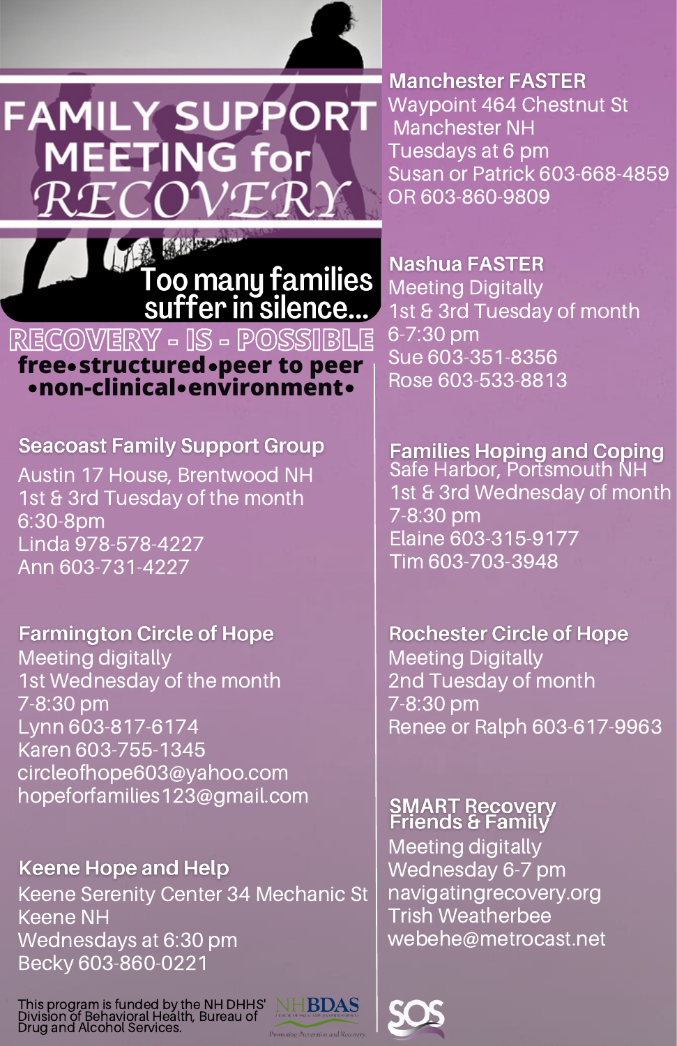# FAMILY SUPPORT MEETING for RECOVERY

**Too many families suffer in silence...**

## RECOVERY - IS - POSSIBLE

**free•structured•peer to peer •non-clinical•environment•**

### Manchester FASTER

Waypoint 464 Chestnut St
Manchester NH
Tuesdays at 6 pm
Susan or Patrick 603-668-4859
OR 603-860-9809

### Nashua FASTER

Meeting Digitally
1st & 3rd Tuesday of month
6-7:30 pm
Sue 603-351-8356
Rose 603-533-8813

### Seacoast Family Support Group

Austin 17 House, Brentwood NH
1st & 3rd Tuesday of the month
6:30-8pm
Linda 978-578-4227
Ann 603-731-4227

### Families Hoping and Coping

Safe Harbor, Portsmouth NH
1st & 3rd Wednesday of month
7-8:30 pm
Elaine 603-315-9177
Tim 603-703-3948

### Farmington Circle of Hope

Meeting digitally
1st Wednesday of the month
7-8:30 pm
Lynn 603-817-6174
Karen 603-755-1345
circleofhope603@yahoo.com
hopeforfamilies123@gmail.com

### Rochester Circle of Hope

Meeting Digitally
2nd Tuesday of month
7-8:30 pm
Renee or Ralph 603-617-9963

### Keene Hope and Help

Keene Serenity Center 34 Mechanic St
Keene NH
Wednesdays at 6:30 pm
Becky 603-860-0221

### SMART Recovery Friends & Family

Meeting digitally
Wednesday 6-7 pm
navigatingrecovery.org
Trish Weatherbee
webehe@metrocast.net

This program is funded by the NH DHHS' Division of Behavioral Health, Bureau of Drug and Alcohol Services.

NHBDAS
Promoting Prevention and Recovery

SOS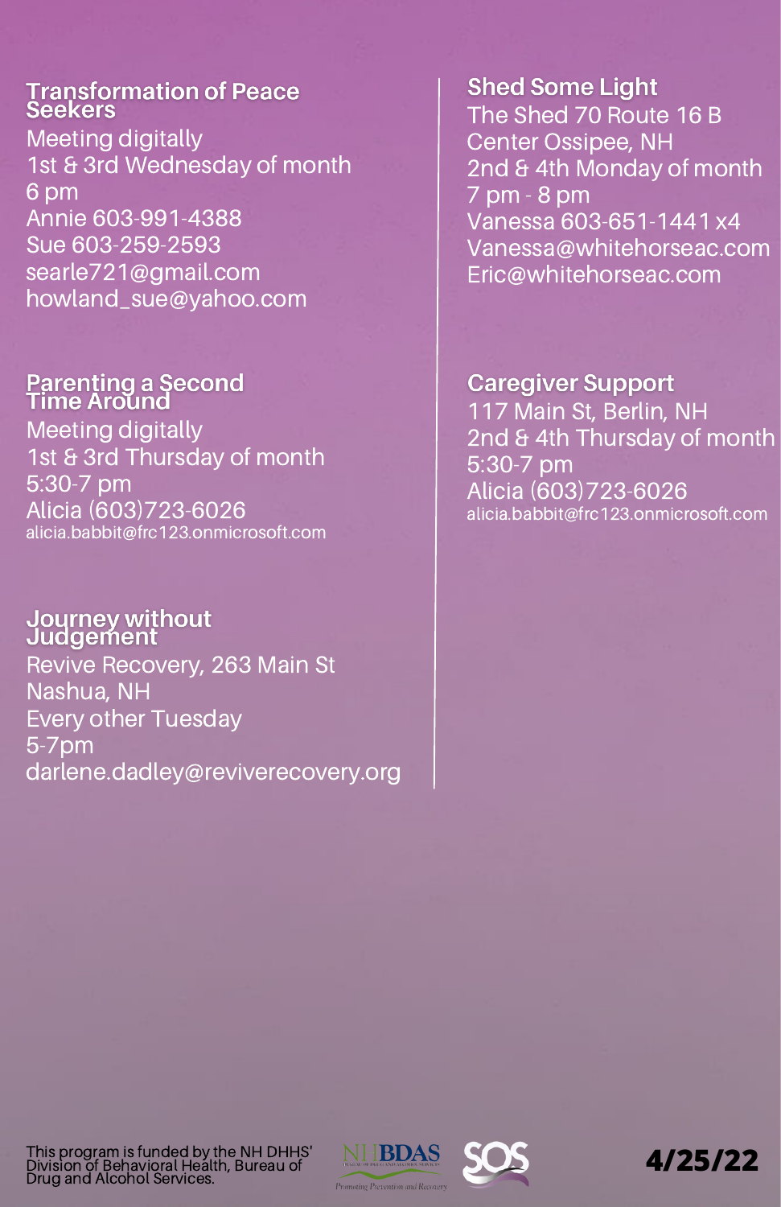## Transformation of Peace Seekers

Meeting digitally
1st & 3rd Wednesday of month
6 pm
Annie 603-991-4388
Sue 603-259-2593
searle721@gmail.com
howland_sue@yahoo.com

## Parenting a Second Time Around

Meeting digitally
1st & 3rd Thursday of month
5:30-7 pm
Alicia (603)723-6026
alicia.babbit@frc123.onmicrosoft.com

## Journey without Judgement

Revive Recovery, 263 Main St
Nashua, NH
Every other Tuesday
5-7pm
darlene.dadley@reviverecovery.org

## Shed Some Light

The Shed 70 Route 16 B
Center Ossipee, NH
2nd & 4th Monday of month
7 pm - 8 pm
Vanessa 603-651-1441 x4
Vanessa@whitehorseac.com
Eric@whitehorseac.com

## Caregiver Support

117 Main St, Berlin, NH
2nd & 4th Thursday of month
5:30-7 pm
Alicia (603)723-6026
alicia.babbit@frc123.onmicrosoft.com

This program is funded by the NH DHHS' Division of Behavioral Health, Bureau of Drug and Alcohol Services.

NH BDAS
Promoting Prevention and Recovery

SOS

**4/25/22**